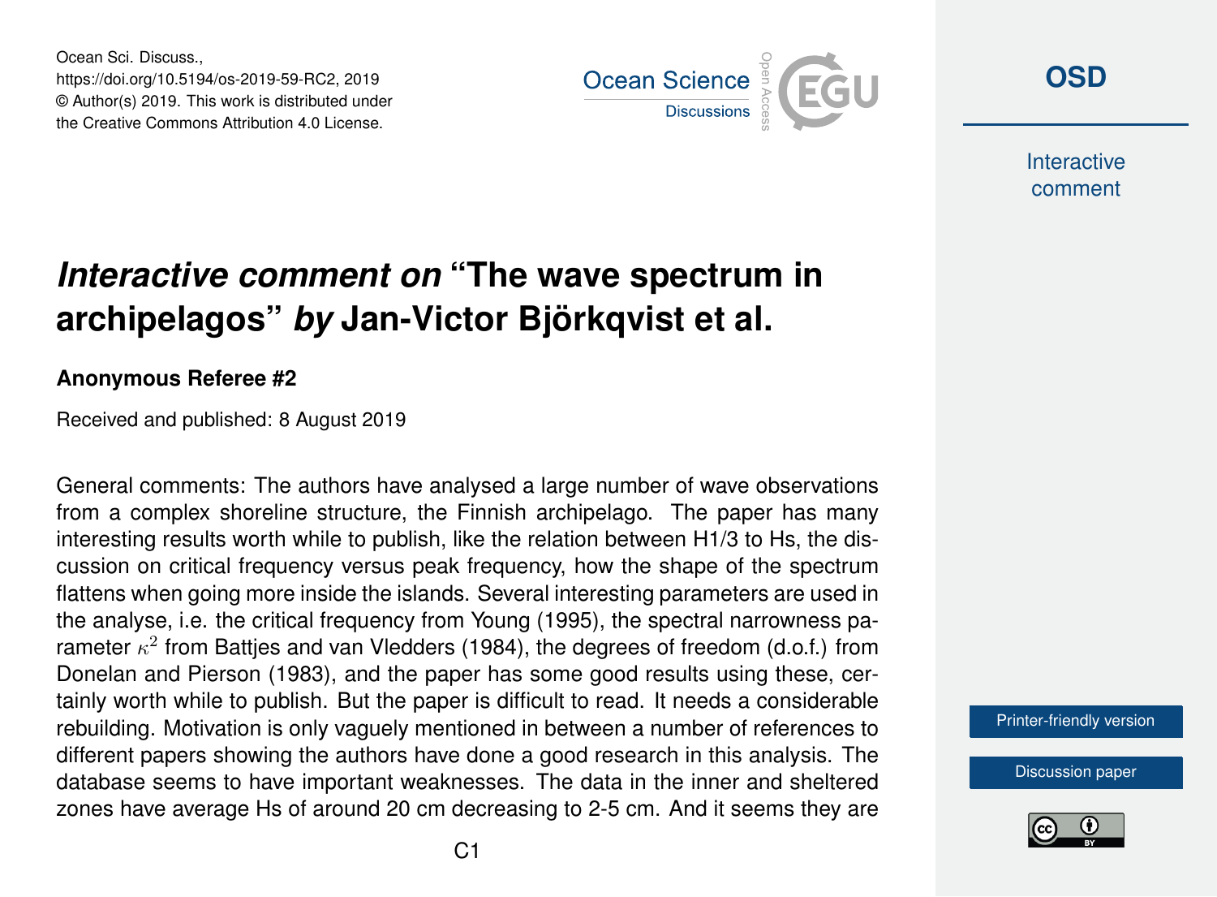# *Interactive comment on* "The wave spectrum in archipelagos" *by* Jan-Victor Björkqvist et al.

**Anonymous Referee #2**

Received and published: 8 August 2019

General comments: The authors have analysed a large number of wave observations from a complex shoreline structure, the Finnish archipelago. The paper has many interesting results worth while to publish, like the relation between H1/3 to Hs, the discussion on critical frequency versus peak frequency, how the shape of the spectrum flattens when going more inside the islands. Several interesting parameters are used in the analyse, i.e. the critical frequency from Young (1995), the spectral narrowness parameter $\kappa^2$ from Battjes and van Vledders (1984), the degrees of freedom (d.o.f.) from Donelan and Pierson (1983), and the paper has some good results using these, certainly worth while to publish. But the paper is difficult to read. It needs a considerable rebuilding. Motivation is only vaguely mentioned in between a number of references to different papers showing the authors have done a good research in this analysis. The database seems to have important weaknesses. The data in the inner and sheltered zones have average Hs of around 20 cm decreasing to 2-5 cm. And it seems they are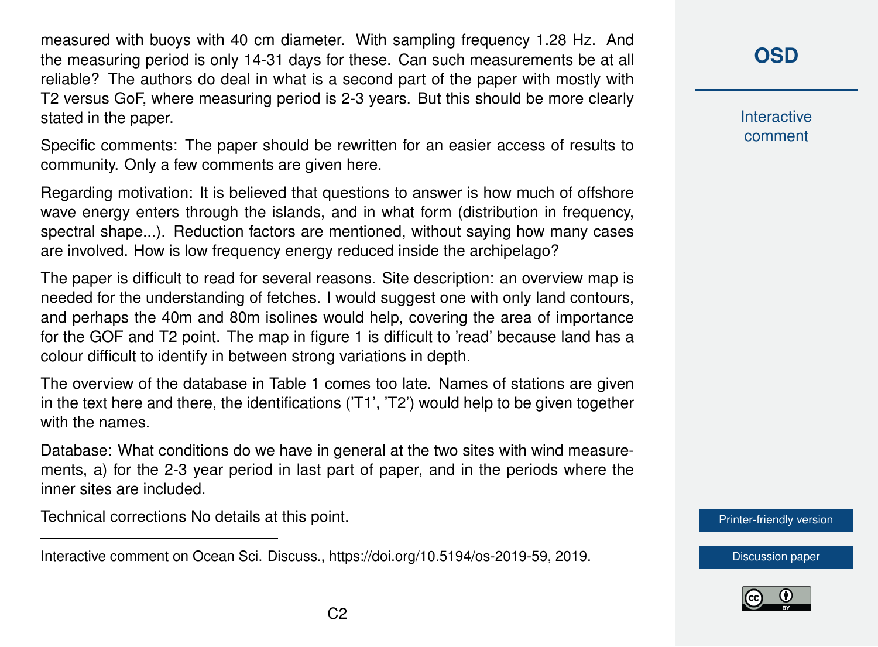measured with buoys with 40 cm diameter. With sampling frequency 1.28 Hz. And the measuring period is only 14-31 days for these. Can such measurements be at all reliable? The authors do deal in what is a second part of the paper with mostly with T2 versus GoF, where measuring period is 2-3 years. But this should be more clearly stated in the paper.

Specific comments: The paper should be rewritten for an easier access of results to community. Only a few comments are given here.

Regarding motivation: It is believed that questions to answer is how much of offshore wave energy enters through the islands, and in what form (distribution in frequency, spectral shape...). Reduction factors are mentioned, without saying how many cases are involved. How is low frequency energy reduced inside the archipelago?

The paper is difficult to read for several reasons. Site description: an overview map is needed for the understanding of fetches. I would suggest one with only land contours, and perhaps the 40m and 80m isolines would help, covering the area of importance for the GOF and T2 point. The map in figure 1 is difficult to 'read' because land has a colour difficult to identify in between strong variations in depth.

The overview of the database in Table 1 comes too late. Names of stations are given in the text here and there, the identifications ('T1', 'T2') would help to be given together with the names.

Database: What conditions do we have in general at the two sites with wind measurements, a) for the 2-3 year period in last part of paper, and in the periods where the inner sites are included.

Technical corrections No details at this point.

---

Interactive comment on Ocean Sci. Discuss., https://doi.org/10.5194/os-2019-59, 2019.